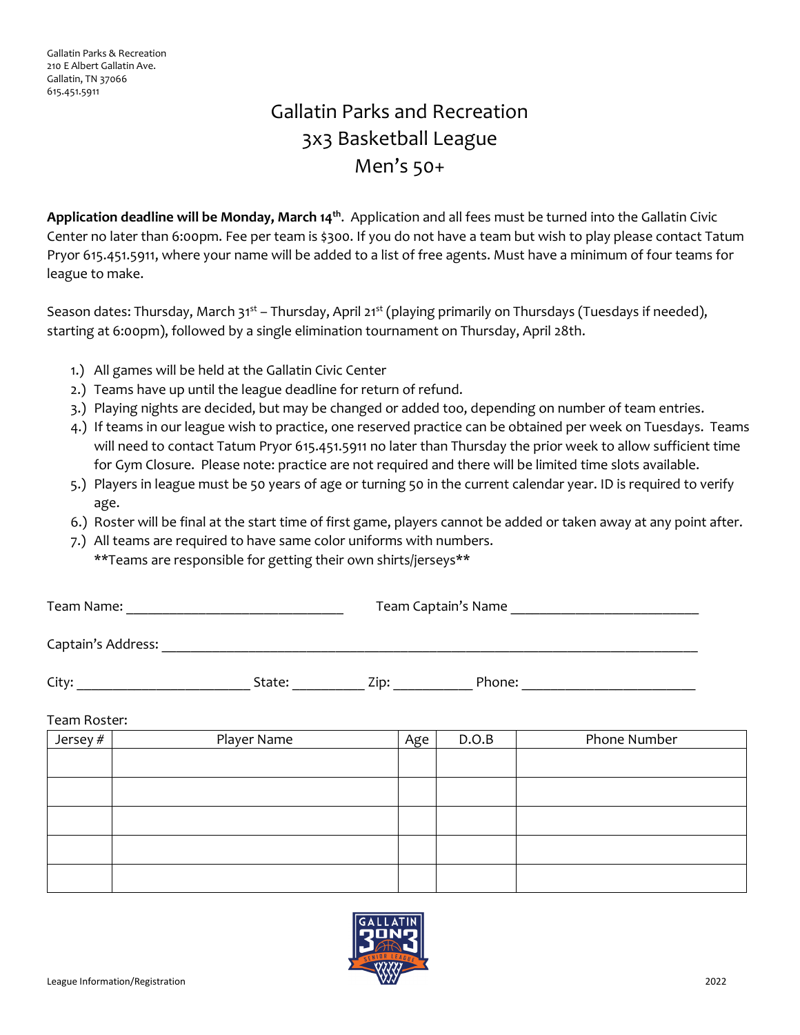Gallatin Parks & Recreation
210 E Albert Gallatin Ave.
Gallatin, TN 37066
615.451.5911

# Gallatin Parks and Recreation
# 3x3 Basketball League
# Men's 50+

**Application deadline will be Monday, March 14th**. Application and all fees must be turned into the Gallatin Civic Center no later than 6:00pm. Fee per team is $300. If you do not have a team but wish to play please contact Tatum Pryor 615.451.5911, where your name will be added to a list of free agents. Must have a minimum of four teams for league to make.

Season dates: Thursday, March 31st – Thursday, April 21st (playing primarily on Thursdays (Tuesdays if needed), starting at 6:00pm), followed by a single elimination tournament on Thursday, April 28th.

1.) All games will be held at the Gallatin Civic Center
2.) Teams have up until the league deadline for return of refund.
3.) Playing nights are decided, but may be changed or added too, depending on number of team entries.
4.) If teams in our league wish to practice, one reserved practice can be obtained per week on Tuesdays. Teams will need to contact Tatum Pryor 615.451.5911 no later than Thursday the prior week to allow sufficient time for Gym Closure. Please note: practice are not required and there will be limited time slots available.
5.) Players in league must be 50 years of age or turning 50 in the current calendar year. ID is required to verify age.
6.) Roster will be final at the start time of first game, players cannot be added or taken away at any point after.
7.) All teams are required to have same color uniforms with numbers.
**Teams are responsible for getting their own shirts/jerseys**

Team Name: ______________________________ Team Captain's Name ________________________

Captain's Address: ___________________________________________________________________

City: _______________________ State: _________ Zip: __________ Phone: _______________________

Team Roster:

| Jersey # | Player Name | Age | D.O.B | Phone Number |
|---|---|---|---|---|
| | | | | |
| | | | | |
| | | | | |
| | | | | |
| | | | | |

League Information/Registration

2022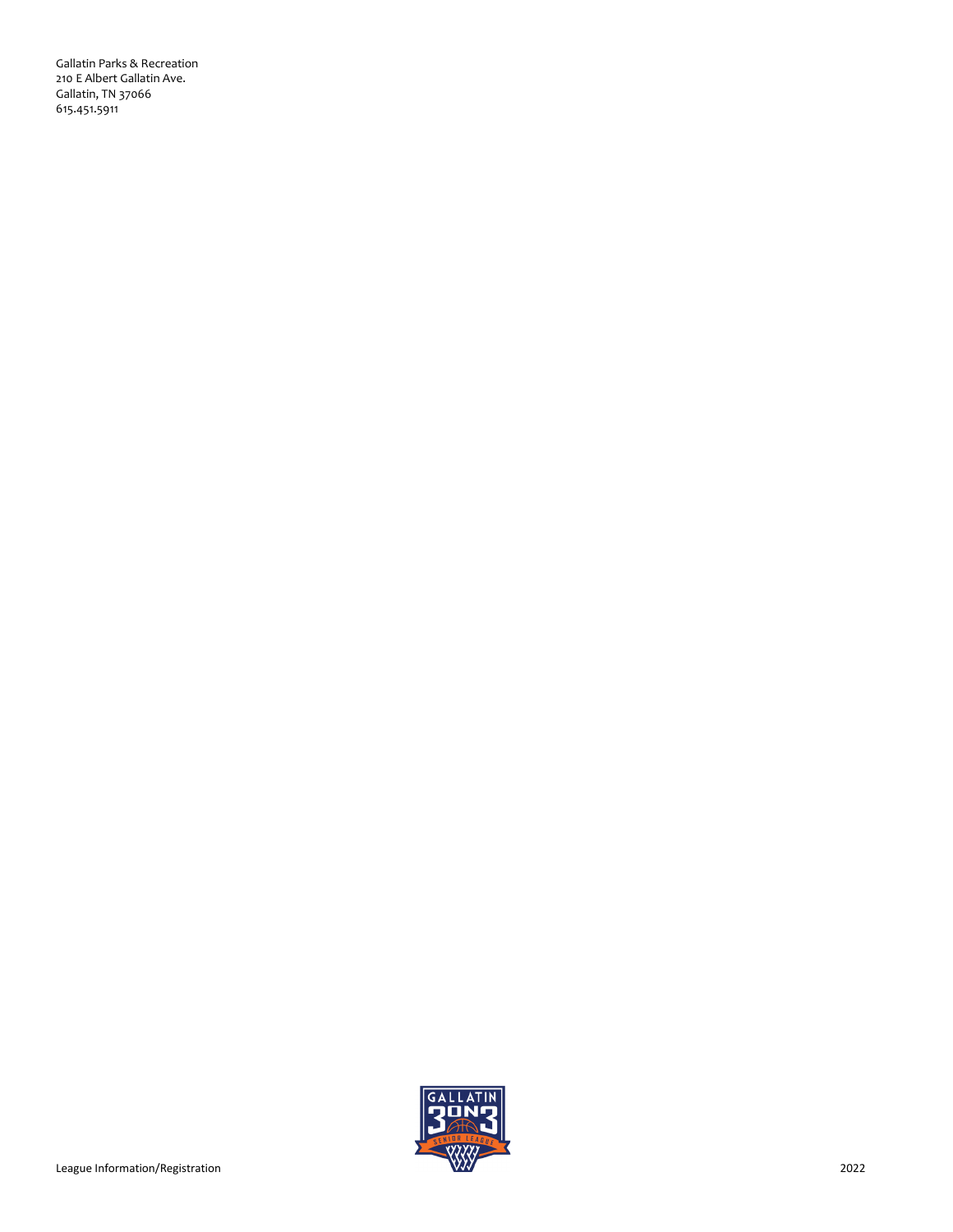Gallatin Parks & Recreation
210 E Albert Gallatin Ave.
Gallatin, TN 37066
615.451.5911